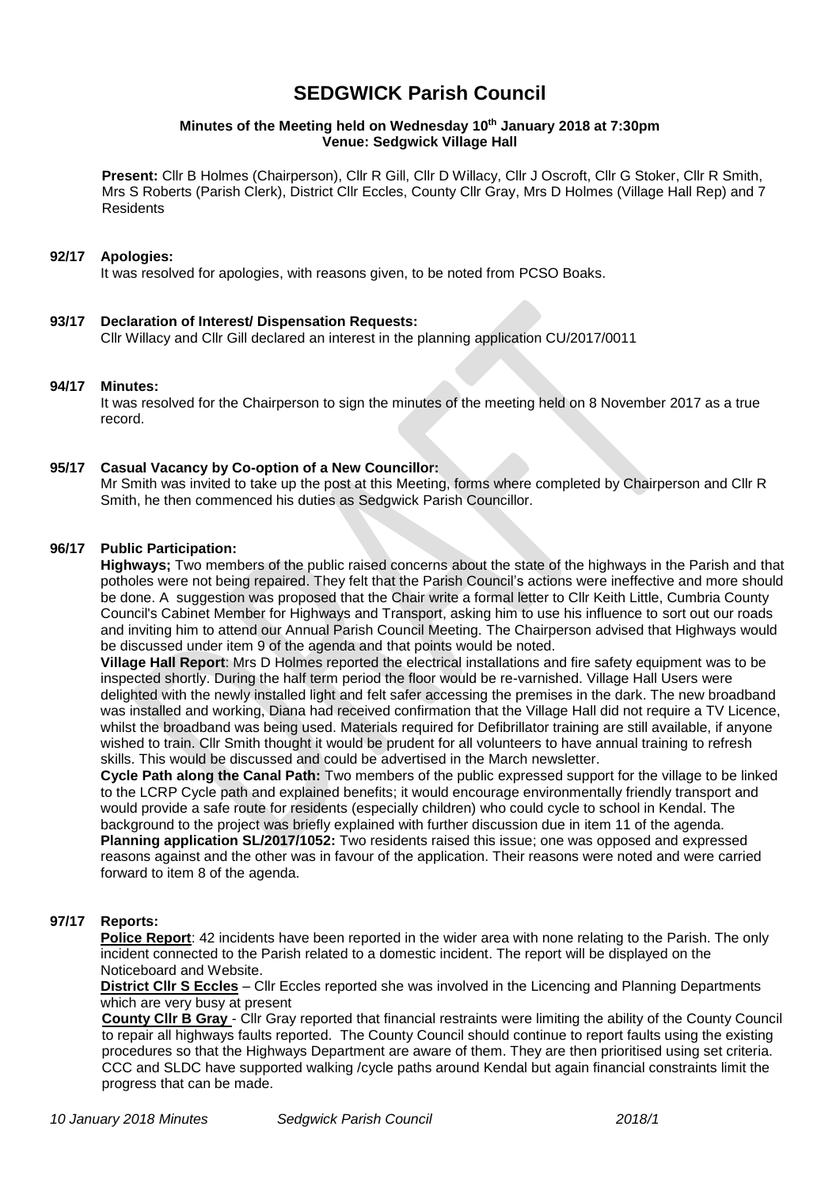# SEDGWICK Parish Council

**Minutes of the Meeting held on Wednesday 10th January 2018 at 7:30pm**
**Venue: Sedgwick Village Hall**

**Present:** Cllr B Holmes (Chairperson), Cllr R Gill, Cllr D Willacy, Cllr J Oscroft, Cllr G Stoker, Cllr R Smith, Mrs S Roberts (Parish Clerk), District Cllr Eccles, County Cllr Gray, Mrs D Holmes (Village Hall Rep) and 7 Residents

**92/17 Apologies:**
It was resolved for apologies, with reasons given, to be noted from PCSO Boaks.

**93/17 Declaration of Interest/ Dispensation Requests:**
Cllr Willacy and Cllr Gill declared an interest in the planning application CU/2017/0011

**94/17 Minutes:**
It was resolved for the Chairperson to sign the minutes of the meeting held on 8 November 2017 as a true record.

**95/17 Casual Vacancy by Co-option of a New Councillor:**
Mr Smith was invited to take up the post at this Meeting, forms where completed by Chairperson and Cllr R Smith, he then commenced his duties as Sedgwick Parish Councillor.

**96/17 Public Participation:**
**Highways;** Two members of the public raised concerns about the state of the highways in the Parish and that potholes were not being repaired. They felt that the Parish Council's actions were ineffective and more should be done. A suggestion was proposed that the Chair write a formal letter to Cllr Keith Little, Cumbria County Council's Cabinet Member for Highways and Transport, asking him to use his influence to sort out our roads and inviting him to attend our Annual Parish Council Meeting. The Chairperson advised that Highways would be discussed under item 9 of the agenda and that points would be noted.
**Village Hall Report**: Mrs D Holmes reported the electrical installations and fire safety equipment was to be inspected shortly. During the half term period the floor would be re-varnished. Village Hall Users were delighted with the newly installed light and felt safer accessing the premises in the dark. The new broadband was installed and working, Diana had received confirmation that the Village Hall did not require a TV Licence, whilst the broadband was being used. Materials required for Defibrillator training are still available, if anyone wished to train. Cllr Smith thought it would be prudent for all volunteers to have annual training to refresh skills. This would be discussed and could be advertised in the March newsletter.
**Cycle Path along the Canal Path:** Two members of the public expressed support for the village to be linked to the LCRP Cycle path and explained benefits; it would encourage environmentally friendly transport and would provide a safe route for residents (especially children) who could cycle to school in Kendal. The background to the project was briefly explained with further discussion due in item 11 of the agenda.
**Planning application SL/2017/1052:** Two residents raised this issue; one was opposed and expressed reasons against and the other was in favour of the application. Their reasons were noted and were carried forward to item 8 of the agenda.

**97/17 Reports:**
**Police Report**: 42 incidents have been reported in the wider area with none relating to the Parish. The only incident connected to the Parish related to a domestic incident. The report will be displayed on the Noticeboard and Website.
**District Cllr S Eccles** – Cllr Eccles reported she was involved in the Licencing and Planning Departments which are very busy at present
**County Cllr B Gray** - Cllr Gray reported that financial restraints were limiting the ability of the County Council to repair all highways faults reported. The County Council should continue to report faults using the existing procedures so that the Highways Department are aware of them. They are then prioritised using set criteria. CCC and SLDC have supported walking /cycle paths around Kendal but again financial constraints limit the progress that can be made.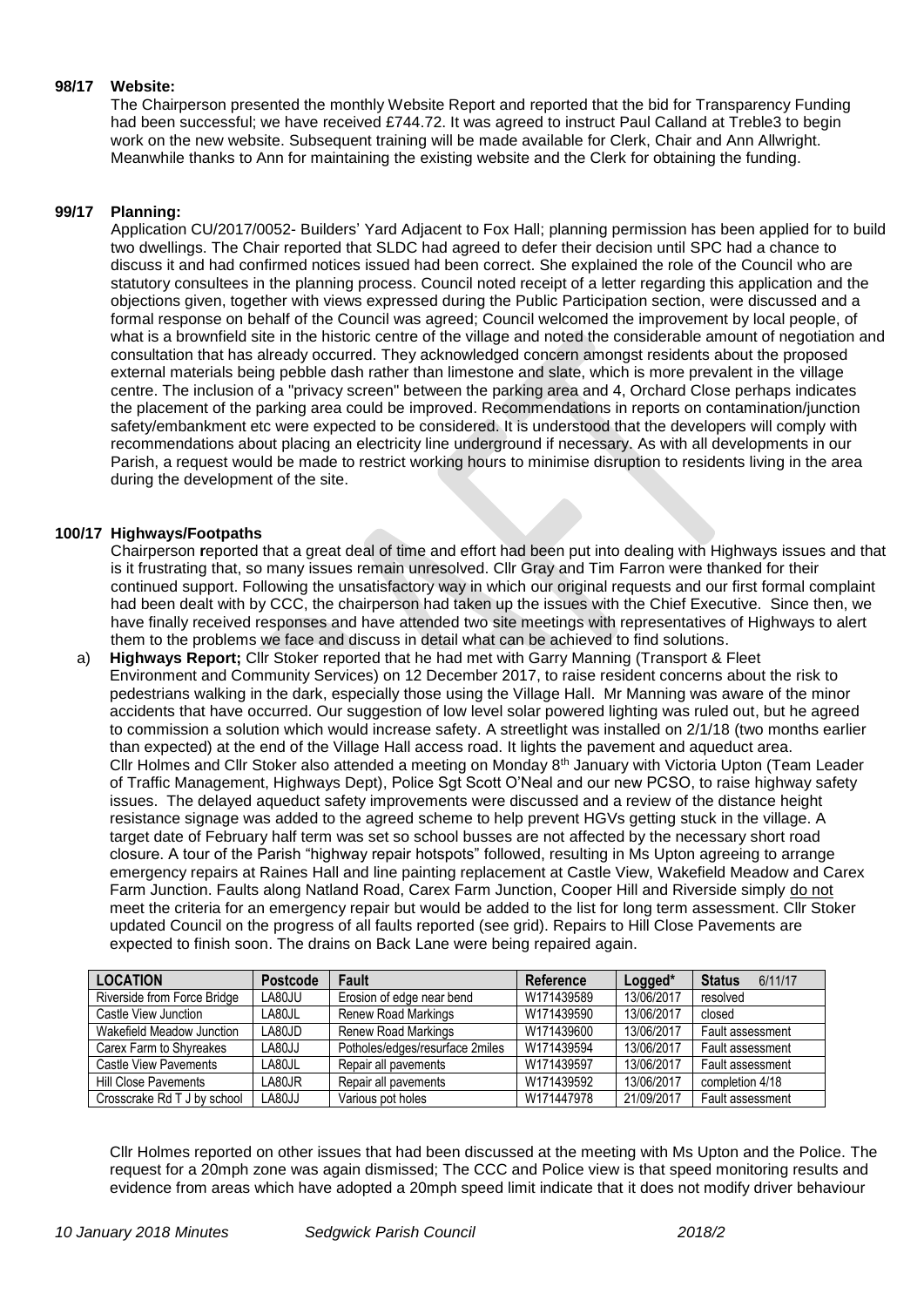**98/17 Website:**

The Chairperson presented the monthly Website Report and reported that the bid for Transparency Funding had been successful; we have received £744.72. It was agreed to instruct Paul Calland at Treble3 to begin work on the new website. Subsequent training will be made available for Clerk, Chair and Ann Allwright. Meanwhile thanks to Ann for maintaining the existing website and the Clerk for obtaining the funding.

**99/17 Planning:**

Application CU/2017/0052- Builders' Yard Adjacent to Fox Hall; planning permission has been applied for to build two dwellings. The Chair reported that SLDC had agreed to defer their decision until SPC had a chance to discuss it and had confirmed notices issued had been correct. She explained the role of the Council who are statutory consultees in the planning process. Council noted receipt of a letter regarding this application and the objections given, together with views expressed during the Public Participation section, were discussed and a formal response on behalf of the Council was agreed; Council welcomed the improvement by local people, of what is a brownfield site in the historic centre of the village and noted the considerable amount of negotiation and consultation that has already occurred. They acknowledged concern amongst residents about the proposed external materials being pebble dash rather than limestone and slate, which is more prevalent in the village centre. The inclusion of a "privacy screen" between the parking area and 4, Orchard Close perhaps indicates the placement of the parking area could be improved. Recommendations in reports on contamination/junction safety/embankment etc were expected to be considered. It is understood that the developers will comply with recommendations about placing an electricity line underground if necessary. As with all developments in our Parish, a request would be made to restrict working hours to minimise disruption to residents living in the area during the development of the site.

**100/17 Highways/Footpaths**

Chairperson reported that a great deal of time and effort had been put into dealing with Highways issues and that is it frustrating that, so many issues remain unresolved. Cllr Gray and Tim Farron were thanked for their continued support. Following the unsatisfactory way in which our original requests and our first formal complaint had been dealt with by CCC, the chairperson had taken up the issues with the Chief Executive. Since then, we have finally received responses and have attended two site meetings with representatives of Highways to alert them to the problems we face and discuss in detail what can be achieved to find solutions.

a) **Highways Report;** Cllr Stoker reported that he had met with Garry Manning (Transport & Fleet Environment and Community Services) on 12 December 2017, to raise resident concerns about the risk to pedestrians walking in the dark, especially those using the Village Hall. Mr Manning was aware of the minor accidents that have occurred. Our suggestion of low level solar powered lighting was ruled out, but he agreed to commission a solution which would increase safety. A streetlight was installed on 2/1/18 (two months earlier than expected) at the end of the Village Hall access road. It lights the pavement and aqueduct area. Cllr Holmes and Cllr Stoker also attended a meeting on Monday 8th January with Victoria Upton (Team Leader of Traffic Management, Highways Dept), Police Sgt Scott O'Neal and our new PCSO, to raise highway safety issues. The delayed aqueduct safety improvements were discussed and a review of the distance height resistance signage was added to the agreed scheme to help prevent HGVs getting stuck in the village. A target date of February half term was set so school busses are not affected by the necessary short road closure. A tour of the Parish "highway repair hotspots" followed, resulting in Ms Upton agreeing to arrange emergency repairs at Raines Hall and line painting replacement at Castle View, Wakefield Meadow and Carex Farm Junction. Faults along Natland Road, Carex Farm Junction, Cooper Hill and Riverside simply do not meet the criteria for an emergency repair but would be added to the list for long term assessment. Cllr Stoker updated Council on the progress of all faults reported (see grid). Repairs to Hill Close Pavements are expected to finish soon. The drains on Back Lane were being repaired again.

| LOCATION | Postcode | Fault | Reference | Logged* | Status 6/11/17 |
|---|---|---|---|---|---|
| Riverside from Force Bridge | LA80JU | Erosion of edge near bend | W171439589 | 13/06/2017 | resolved |
| Castle View Junction | LA80JL | Renew Road Markings | W171439590 | 13/06/2017 | closed |
| Wakefield Meadow Junction | LA80JD | Renew Road Markings | W171439600 | 13/06/2017 | Fault assessment |
| Carex Farm to Shyreakes | LA80JJ | Potholes/edges/resurface 2miles | W171439594 | 13/06/2017 | Fault assessment |
| Castle View Pavements | LA80JL | Repair all pavements | W171439597 | 13/06/2017 | Fault assessment |
| Hill Close Pavements | LA80JR | Repair all pavements | W171439592 | 13/06/2017 | completion 4/18 |
| Crosscrake Rd T J by school | LA80JJ | Various pot holes | W171447978 | 21/09/2017 | Fault assessment |

Cllr Holmes reported on other issues that had been discussed at the meeting with Ms Upton and the Police. The request for a 20mph zone was again dismissed; The CCC and Police view is that speed monitoring results and evidence from areas which have adopted a 20mph speed limit indicate that it does not modify driver behaviour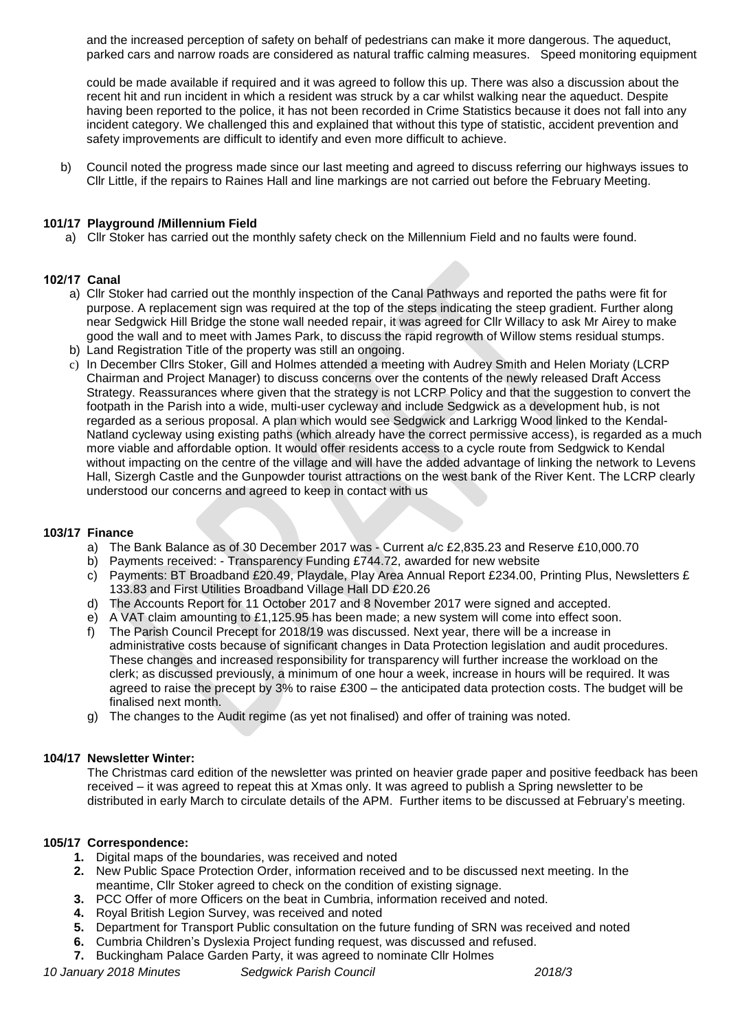and the increased perception of safety on behalf of pedestrians can make it more dangerous. The aqueduct, parked cars and narrow roads are considered as natural traffic calming measures. Speed monitoring equipment

could be made available if required and it was agreed to follow this up. There was also a discussion about the recent hit and run incident in which a resident was struck by a car whilst walking near the aqueduct. Despite having been reported to the police, it has not been recorded in Crime Statistics because it does not fall into any incident category. We challenged this and explained that without this type of statistic, accident prevention and safety improvements are difficult to identify and even more difficult to achieve.

b) Council noted the progress made since our last meeting and agreed to discuss referring our highways issues to Cllr Little, if the repairs to Raines Hall and line markings are not carried out before the February Meeting.

**101/17 Playground /Millennium Field**

a) Cllr Stoker has carried out the monthly safety check on the Millennium Field and no faults were found.

**102/17 Canal**

a) Cllr Stoker had carried out the monthly inspection of the Canal Pathways and reported the paths were fit for purpose. A replacement sign was required at the top of the steps indicating the steep gradient. Further along near Sedgwick Hill Bridge the stone wall needed repair, it was agreed for Cllr Willacy to ask Mr Airey to make good the wall and to meet with James Park, to discuss the rapid regrowth of Willow stems residual stumps.

b) Land Registration Title of the property was still an ongoing.

c) In December Cllrs Stoker, Gill and Holmes attended a meeting with Audrey Smith and Helen Moriaty (LCRP Chairman and Project Manager) to discuss concerns over the contents of the newly released Draft Access Strategy. Reassurances where given that the strategy is not LCRP Policy and that the suggestion to convert the footpath in the Parish into a wide, multi-user cycleway and include Sedgwick as a development hub, is not regarded as a serious proposal. A plan which would see Sedgwick and Larkrigg Wood linked to the Kendal-Natland cycleway using existing paths (which already have the correct permissive access), is regarded as a much more viable and affordable option. It would offer residents access to a cycle route from Sedgwick to Kendal without impacting on the centre of the village and will have the added advantage of linking the network to Levens Hall, Sizergh Castle and the Gunpowder tourist attractions on the west bank of the River Kent. The LCRP clearly understood our concerns and agreed to keep in contact with us

**103/17 Finance**

a) The Bank Balance as of 30 December 2017 was - Current a/c £2,835.23 and Reserve £10,000.70

b) Payments received: - Transparency Funding £744.72, awarded for new website

c) Payments: BT Broadband £20.49, Playdale, Play Area Annual Report £234.00, Printing Plus, Newsletters £ 133.83 and First Utilities Broadband Village Hall DD £20.26

d) The Accounts Report for 11 October 2017 and 8 November 2017 were signed and accepted.

e) A VAT claim amounting to £1,125.95 has been made; a new system will come into effect soon.

f) The Parish Council Precept for 2018/19 was discussed. Next year, there will be a increase in administrative costs because of significant changes in Data Protection legislation and audit procedures. These changes and increased responsibility for transparency will further increase the workload on the clerk; as discussed previously, a minimum of one hour a week, increase in hours will be required. It was agreed to raise the precept by 3% to raise £300 – the anticipated data protection costs. The budget will be finalised next month.

g) The changes to the Audit regime (as yet not finalised) and offer of training was noted.

**104/17 Newsletter Winter:**

The Christmas card edition of the newsletter was printed on heavier grade paper and positive feedback has been received – it was agreed to repeat this at Xmas only. It was agreed to publish a Spring newsletter to be distributed in early March to circulate details of the APM. Further items to be discussed at February's meeting.

**105/17 Correspondence:**

1. Digital maps of the boundaries, was received and noted
2. New Public Space Protection Order, information received and to be discussed next meeting. In the meantime, Cllr Stoker agreed to check on the condition of existing signage.
3. PCC Offer of more Officers on the beat in Cumbria, information received and noted.
4. Royal British Legion Survey, was received and noted
5. Department for Transport Public consultation on the future funding of SRN was received and noted
6. Cumbria Children's Dyslexia Project funding request, was discussed and refused.
7. Buckingham Palace Garden Party, it was agreed to nominate Cllr Holmes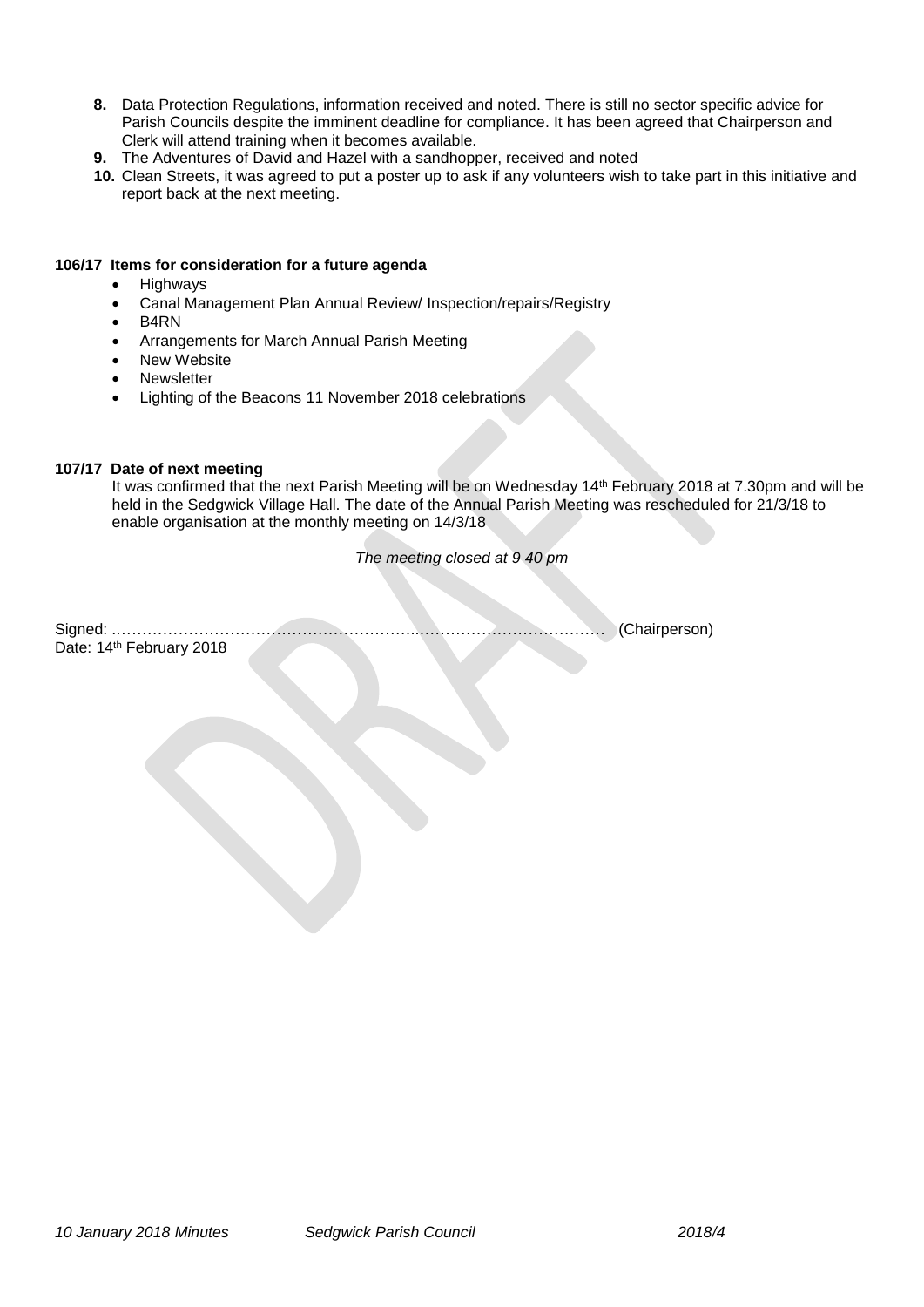8. Data Protection Regulations, information received and noted. There is still no sector specific advice for Parish Councils despite the imminent deadline for compliance. It has been agreed that Chairperson and Clerk will attend training when it becomes available.
9. The Adventures of David and Hazel with a sandhopper, received and noted
10. Clean Streets, it was agreed to put a poster up to ask if any volunteers wish to take part in this initiative and report back at the next meeting.

**106/17 Items for consideration for a future agenda**

- Highways
- Canal Management Plan Annual Review/ Inspection/repairs/Registry
- B4RN
- Arrangements for March Annual Parish Meeting
- New Website
- Newsletter
- Lighting of the Beacons 11 November 2018 celebrations

**107/17 Date of next meeting**

It was confirmed that the next Parish Meeting will be on Wednesday 14th February 2018 at 7.30pm and will be held in the Sedgwick Village Hall. The date of the Annual Parish Meeting was rescheduled for 21/3/18 to enable organisation at the monthly meeting on 14/3/18

*The meeting closed at 9 40 pm*

Signed: ……………………………………………………..……………………………… (Chairperson)
Date: 14th February 2018